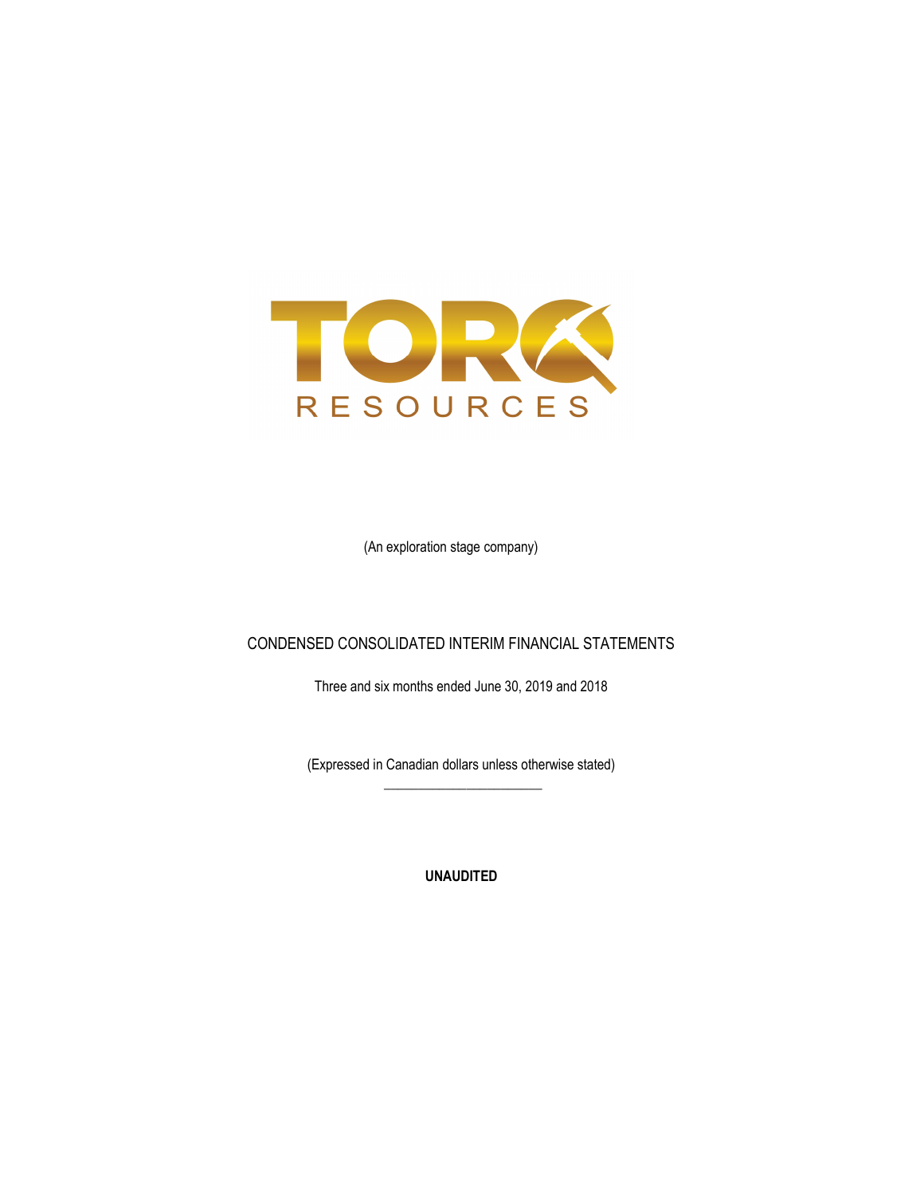TORQ RESOURCES

(An exploration stage company)

# CONDENSED CONSOLIDATED INTERIM FINANCIAL STATEMENTS

Three and six months ended June 30, 2019 and 2018

(Expressed in Canadian dollars unless otherwise stated)

**UNAUDITED**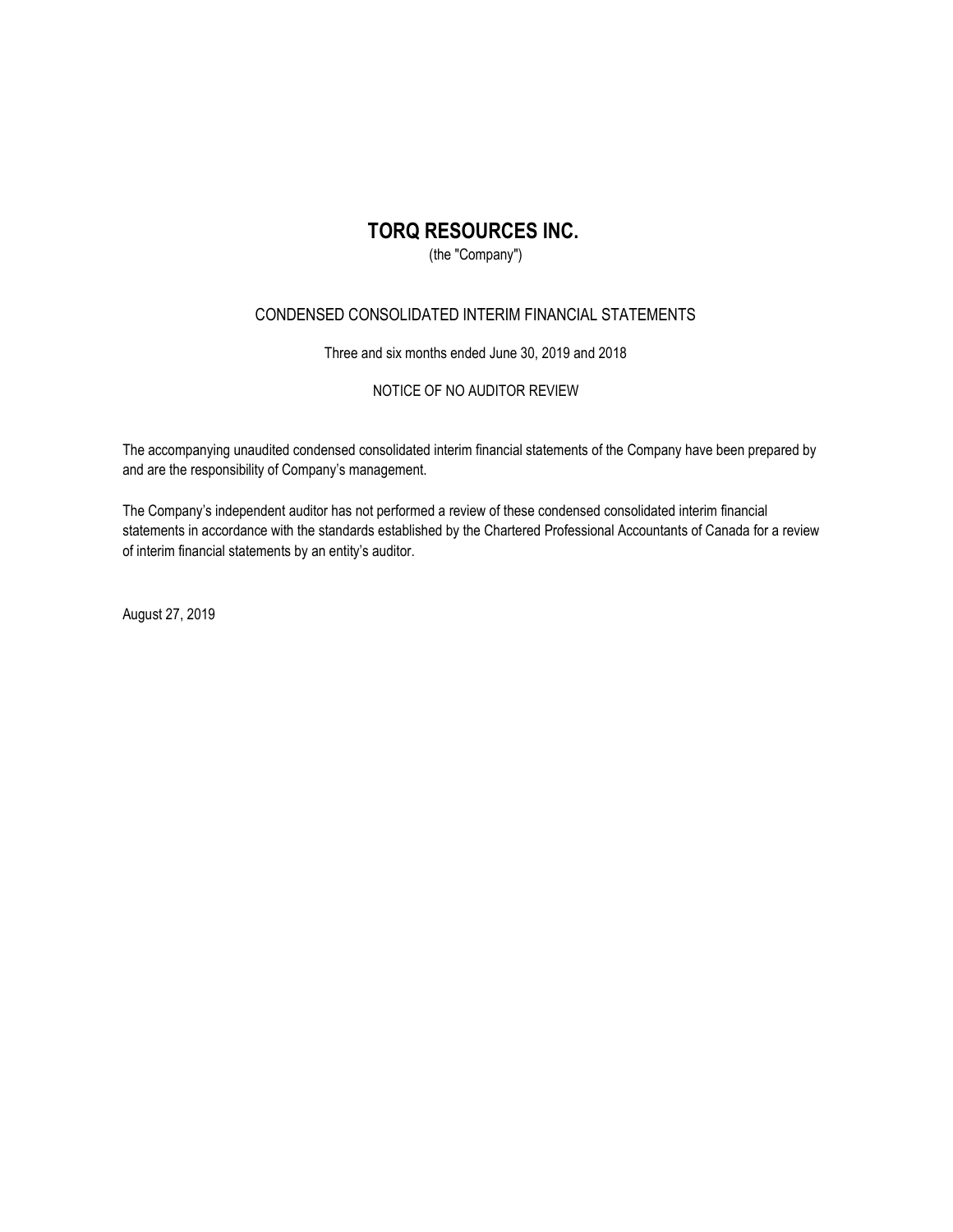# TORQ RESOURCES INC.

(the "Company")

## CONDENSED CONSOLIDATED INTERIM FINANCIAL STATEMENTS

Three and six months ended June 30, 2019 and 2018

NOTICE OF NO AUDITOR REVIEW

The accompanying unaudited condensed consolidated interim financial statements of the Company have been prepared by and are the responsibility of Company's management.

The Company's independent auditor has not performed a review of these condensed consolidated interim financial statements in accordance with the standards established by the Chartered Professional Accountants of Canada for a review of interim financial statements by an entity's auditor.

August 27, 2019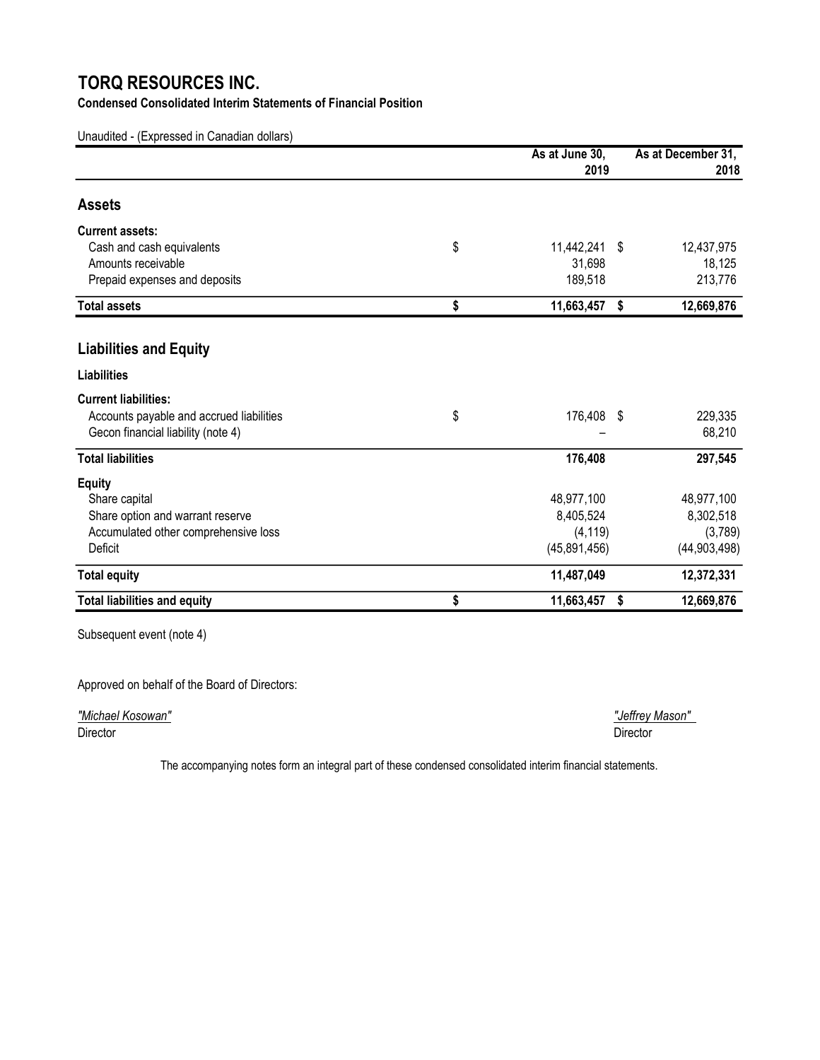# TORQ RESOURCES INC.

**Condensed Consolidated Interim Statements of Financial Position**

Unaudited - (Expressed in Canadian dollars)

| | As at June 30, 2019 | As at December 31, 2018 |
|---|---|---|
| **Assets** | | |
| **Current assets:** | | |
| Cash and cash equivalents | $ 11,442,241 | $ 12,437,975 |
| Amounts receivable | 31,698 | 18,125 |
| Prepaid expenses and deposits | 189,518 | 213,776 |
| **Total assets** | **$ 11,663,457** | **$ 12,669,876** |
| **Liabilities and Equity** | | |
| **Liabilities** | | |
| **Current liabilities:** | | |
| Accounts payable and accrued liabilities | $ 176,408 | $ 229,335 |
| Gecon financial liability (note 4) | – | 68,210 |
| **Total liabilities** | **176,408** | **297,545** |
| **Equity** | | |
| Share capital | 48,977,100 | 48,977,100 |
| Share option and warrant reserve | 8,405,524 | 8,302,518 |
| Accumulated other comprehensive loss | (4,119) | (3,789) |
| Deficit | (45,891,456) | (44,903,498) |
| **Total equity** | **11,487,049** | **12,372,331** |
| **Total liabilities and equity** | **$ 11,663,457** | **$ 12,669,876** |

Subsequent event (note 4)

Approved on behalf of the Board of Directors:

*"Michael Kosowan"*
Director

*"Jeffrey Mason"*
Director

The accompanying notes form an integral part of these condensed consolidated interim financial statements.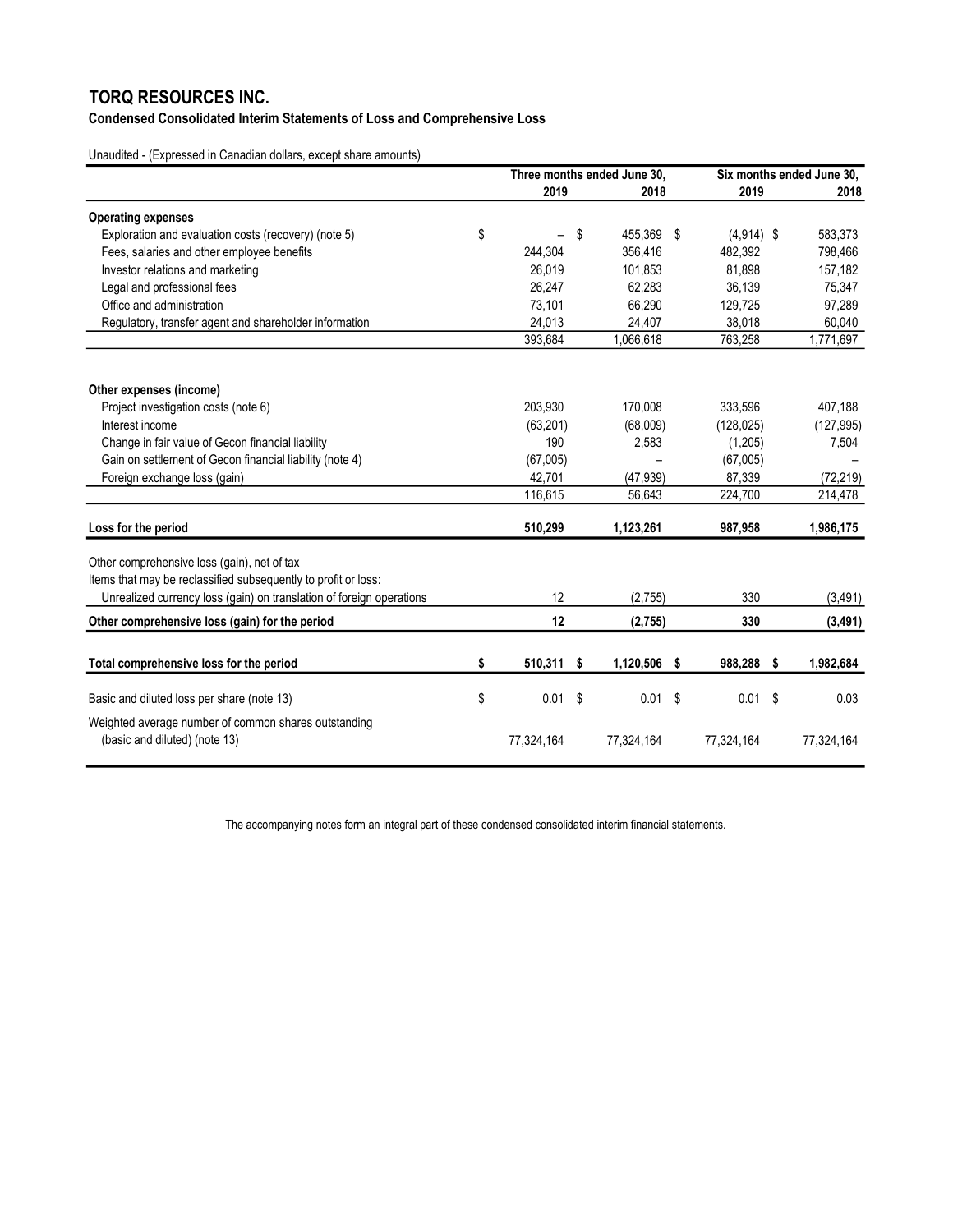# TORQ RESOURCES INC.

**Condensed Consolidated Interim Statements of Loss and Comprehensive Loss**

Unaudited - (Expressed in Canadian dollars, except share amounts)

| | Three months ended June 30, | | Six months ended June 30, | |
|---|---|---|---|---|
| | 2019 | 2018 | 2019 | 2018 |
| **Operating expenses** | | | | |
| Exploration and evaluation costs (recovery) (note 5) | $ – | $ 455,369 | $ (4,914) | $ 583,373 |
| Fees, salaries and other employee benefits | 244,304 | 356,416 | 482,392 | 798,466 |
| Investor relations and marketing | 26,019 | 101,853 | 81,898 | 157,182 |
| Legal and professional fees | 26,247 | 62,283 | 36,139 | 75,347 |
| Office and administration | 73,101 | 66,290 | 129,725 | 97,289 |
| Regulatory, transfer agent and shareholder information | 24,013 | 24,407 | 38,018 | 60,040 |
| | 393,684 | 1,066,618 | 763,258 | 1,771,697 |
| **Other expenses (income)** | | | | |
| Project investigation costs (note 6) | 203,930 | 170,008 | 333,596 | 407,188 |
| Interest income | (63,201) | (68,009) | (128,025) | (127,995) |
| Change in fair value of Gecon financial liability | 190 | 2,583 | (1,205) | 7,504 |
| Gain on settlement of Gecon financial liability (note 4) | (67,005) | – | (67,005) | – |
| Foreign exchange loss (gain) | 42,701 | (47,939) | 87,339 | (72,219) |
| | 116,615 | 56,643 | 224,700 | 214,478 |
| **Loss for the period** | **510,299** | **1,123,261** | **987,958** | **1,986,175** |
| Other comprehensive loss (gain), net of tax | | | | |
| Items that may be reclassified subsequently to profit or loss: | | | | |
| Unrealized currency loss (gain) on translation of foreign operations | 12 | (2,755) | 330 | (3,491) |
| **Other comprehensive loss (gain) for the period** | **12** | **(2,755)** | **330** | **(3,491)** |
| **Total comprehensive loss for the period** | **$ 510,311** | **$ 1,120,506** | **$ 988,288** | **$ 1,982,684** |
| Basic and diluted loss per share (note 13) | $ 0.01 | $ 0.01 | $ 0.01 | $ 0.03 |
| Weighted average number of common shares outstanding (basic and diluted) (note 13) | 77,324,164 | 77,324,164 | 77,324,164 | 77,324,164 |

The accompanying notes form an integral part of these condensed consolidated interim financial statements.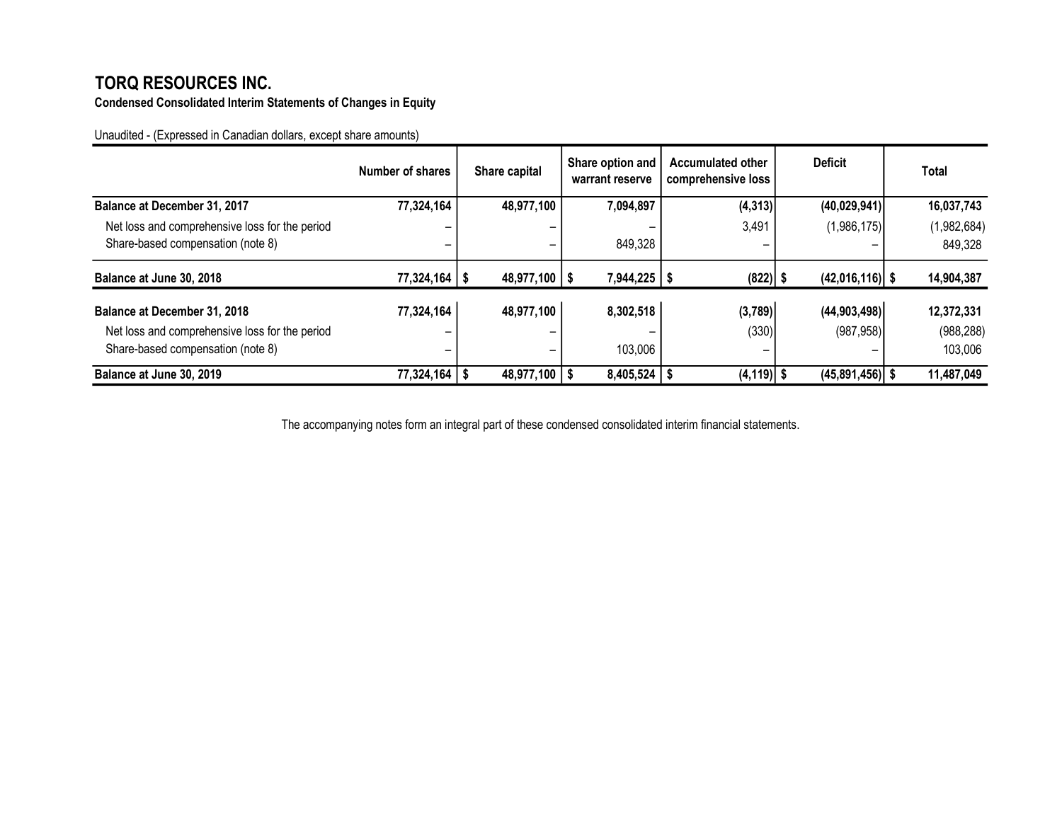# TORQ RESOURCES INC.

**Condensed Consolidated Interim Statements of Changes in Equity**

Unaudited - (Expressed in Canadian dollars, except share amounts)

| | Number of shares | Share capital | Share option and warrant reserve | Accumulated other comprehensive loss | Deficit | Total |
|---|---|---|---|---|---|---|
| **Balance at December 31, 2017** | **77,324,164** | **48,977,100** | **7,094,897** | **(4,313)** | **(40,029,941)** | **16,037,743** |
| Net loss and comprehensive loss for the period | – | – | – | 3,491 | (1,986,175) | (1,982,684) |
| Share-based compensation (note 8) | – | – | 849,328 | – | – | 849,328 |
| **Balance at June 30, 2018** | **77,324,164** | **$ 48,977,100** | **$ 7,944,225** | **$ (822)** | **$ (42,016,116)** | **$ 14,904,387** |
| **Balance at December 31, 2018** | **77,324,164** | **48,977,100** | **8,302,518** | **(3,789)** | **(44,903,498)** | **12,372,331** |
| Net loss and comprehensive loss for the period | – | – | – | (330) | (987,958) | (988,288) |
| Share-based compensation (note 8) | – | – | 103,006 | – | – | 103,006 |
| **Balance at June 30, 2019** | **77,324,164** | **$ 48,977,100** | **$ 8,405,524** | **$ (4,119)** | **$ (45,891,456)** | **$ 11,487,049** |

The accompanying notes form an integral part of these condensed consolidated interim financial statements.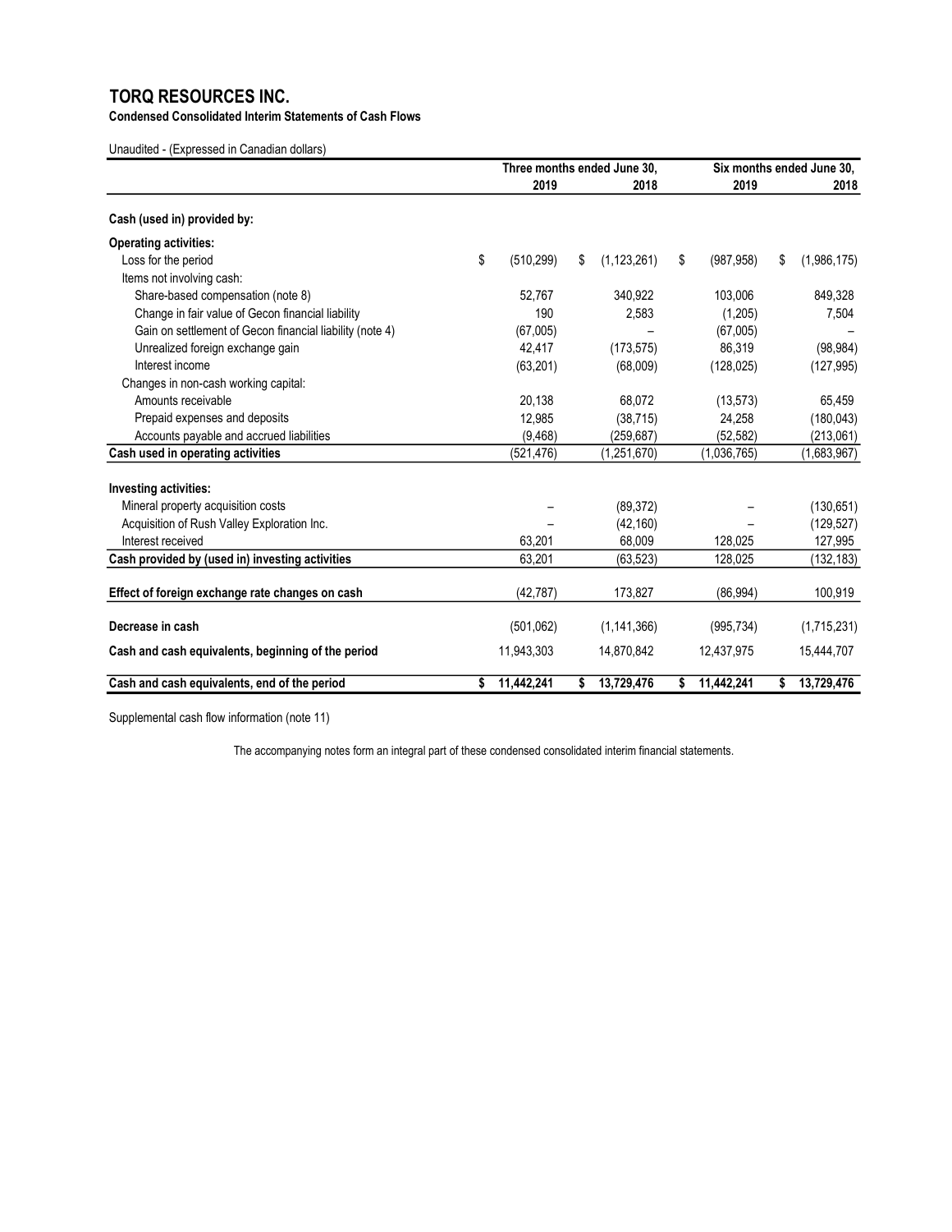# TORQ RESOURCES INC.

**Condensed Consolidated Interim Statements of Cash Flows**

Unaudited - (Expressed in Canadian dollars)

| | Three months ended June 30, | | Six months ended June 30, | |
|---|---|---|---|---|
| | 2019 | 2018 | 2019 | 2018 |
| **Cash (used in) provided by:** | | | | |
| **Operating activities:** | | | | |
| Loss for the period | $ (510,299) | $ (1,123,261) | $ (987,958) | $ (1,986,175) |
| Items not involving cash: | | | | |
| Share-based compensation (note 8) | 52,767 | 340,922 | 103,006 | 849,328 |
| Change in fair value of Gecon financial liability | 190 | 2,583 | (1,205) | 7,504 |
| Gain on settlement of Gecon financial liability (note 4) | (67,005) | – | (67,005) | – |
| Unrealized foreign exchange gain | 42,417 | (173,575) | 86,319 | (98,984) |
| Interest income | (63,201) | (68,009) | (128,025) | (127,995) |
| Changes in non-cash working capital: | | | | |
| Amounts receivable | 20,138 | 68,072 | (13,573) | 65,459 |
| Prepaid expenses and deposits | 12,985 | (38,715) | 24,258 | (180,043) |
| Accounts payable and accrued liabilities | (9,468) | (259,687) | (52,582) | (213,061) |
| **Cash used in operating activities** | (521,476) | (1,251,670) | (1,036,765) | (1,683,967) |
| **Investing activities:** | | | | |
| Mineral property acquisition costs | – | (89,372) | – | (130,651) |
| Acquisition of Rush Valley Exploration Inc. | – | (42,160) | – | (129,527) |
| Interest received | 63,201 | 68,009 | 128,025 | 127,995 |
| **Cash provided by (used in) investing activities** | 63,201 | (63,523) | 128,025 | (132,183) |
| **Effect of foreign exchange rate changes on cash** | (42,787) | 173,827 | (86,994) | 100,919 |
| **Decrease in cash** | (501,062) | (1,141,366) | (995,734) | (1,715,231) |
| **Cash and cash equivalents, beginning of the period** | 11,943,303 | 14,870,842 | 12,437,975 | 15,444,707 |
| **Cash and cash equivalents, end of the period** | **$ 11,442,241** | **$ 13,729,476** | **$ 11,442,241** | **$ 13,729,476** |

Supplemental cash flow information (note 11)

The accompanying notes form an integral part of these condensed consolidated interim financial statements.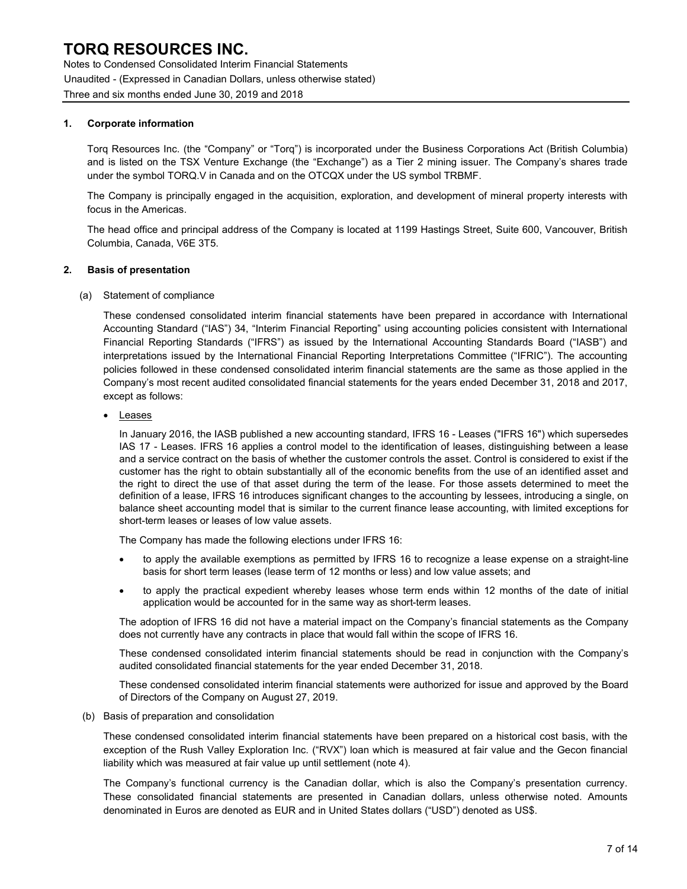## 1. Corporate information

Torq Resources Inc. (the "Company" or "Torq") is incorporated under the Business Corporations Act (British Columbia) and is listed on the TSX Venture Exchange (the "Exchange") as a Tier 2 mining issuer. The Company's shares trade under the symbol TORQ.V in Canada and on the OTCQX under the US symbol TRBMF.

The Company is principally engaged in the acquisition, exploration, and development of mineral property interests with focus in the Americas.

The head office and principal address of the Company is located at 1199 Hastings Street, Suite 600, Vancouver, British Columbia, Canada, V6E 3T5.

## 2. Basis of presentation

(a) Statement of compliance

These condensed consolidated interim financial statements have been prepared in accordance with International Accounting Standard ("IAS") 34, "Interim Financial Reporting" using accounting policies consistent with International Financial Reporting Standards ("IFRS") as issued by the International Accounting Standards Board ("IASB") and interpretations issued by the International Financial Reporting Interpretations Committee ("IFRIC"). The accounting policies followed in these condensed consolidated interim financial statements are the same as those applied in the Company's most recent audited consolidated financial statements for the years ended December 31, 2018 and 2017, except as follows:

- Leases

In January 2016, the IASB published a new accounting standard, IFRS 16 - Leases ("IFRS 16") which supersedes IAS 17 - Leases. IFRS 16 applies a control model to the identification of leases, distinguishing between a lease and a service contract on the basis of whether the customer controls the asset. Control is considered to exist if the customer has the right to obtain substantially all of the economic benefits from the use of an identified asset and the right to direct the use of that asset during the term of the lease. For those assets determined to meet the definition of a lease, IFRS 16 introduces significant changes to the accounting by lessees, introducing a single, on balance sheet accounting model that is similar to the current finance lease accounting, with limited exceptions for short-term leases or leases of low value assets.

The Company has made the following elections under IFRS 16:

- to apply the available exemptions as permitted by IFRS 16 to recognize a lease expense on a straight-line basis for short term leases (lease term of 12 months or less) and low value assets; and
- to apply the practical expedient whereby leases whose term ends within 12 months of the date of initial application would be accounted for in the same way as short-term leases.

The adoption of IFRS 16 did not have a material impact on the Company's financial statements as the Company does not currently have any contracts in place that would fall within the scope of IFRS 16.

These condensed consolidated interim financial statements should be read in conjunction with the Company's audited consolidated financial statements for the year ended December 31, 2018.

These condensed consolidated interim financial statements were authorized for issue and approved by the Board of Directors of the Company on August 27, 2019.

(b) Basis of preparation and consolidation

These condensed consolidated interim financial statements have been prepared on a historical cost basis, with the exception of the Rush Valley Exploration Inc. ("RVX") loan which is measured at fair value and the Gecon financial liability which was measured at fair value up until settlement (note 4).

The Company's functional currency is the Canadian dollar, which is also the Company's presentation currency. These consolidated financial statements are presented in Canadian dollars, unless otherwise noted. Amounts denominated in Euros are denoted as EUR and in United States dollars ("USD") denoted as US$.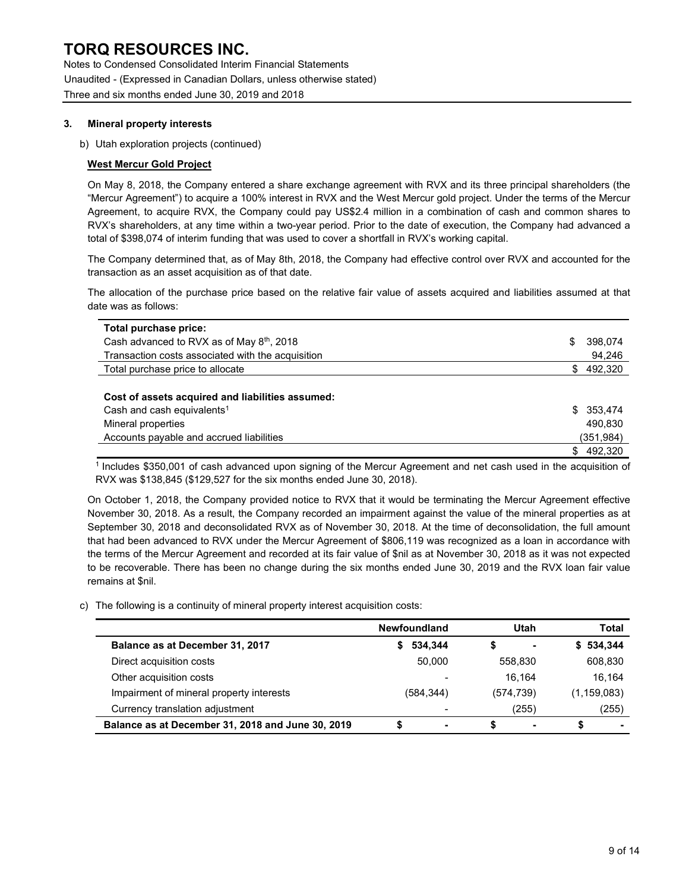# TORQ RESOURCES INC.

Notes to Condensed Consolidated Interim Financial Statements

Unaudited - (Expressed in Canadian Dollars, unless otherwise stated)

Three and six months ended June 30, 2019 and 2018

### 3. Mineral property interests

b) Utah exploration projects (continued)

**West Mercur Gold Project**

On May 8, 2018, the Company entered a share exchange agreement with RVX and its three principal shareholders (the "Mercur Agreement") to acquire a 100% interest in RVX and the West Mercur gold project. Under the terms of the Mercur Agreement, to acquire RVX, the Company could pay US$2.4 million in a combination of cash and common shares to RVX's shareholders, at any time within a two-year period. Prior to the date of execution, the Company had advanced a total of $398,074 of interim funding that was used to cover a shortfall in RVX's working capital.

The Company determined that, as of May 8th, 2018, the Company had effective control over RVX and accounted for the transaction as an asset acquisition as of that date.

The allocation of the purchase price based on the relative fair value of assets acquired and liabilities assumed at that date was as follows:

| | |
|---|---|
| **Total purchase price:** | |
| Cash advanced to RVX as of May 8th, 2018 | $ 398,074 |
| Transaction costs associated with the acquisition | 94,246 |
| Total purchase price to allocate | $ 492,320 |
| | |
| **Cost of assets acquired and liabilities assumed:** | |
| Cash and cash equivalents[1] | $ 353,474 |
| Mineral properties | 490,830 |
| Accounts payable and accrued liabilities | (351,984) |
| | $ 492,320 |

[1] Includes $350,001 of cash advanced upon signing of the Mercur Agreement and net cash used in the acquisition of RVX was $138,845 ($129,527 for the six months ended June 30, 2018).

On October 1, 2018, the Company provided notice to RVX that it would be terminating the Mercur Agreement effective November 30, 2018. As a result, the Company recorded an impairment against the value of the mineral properties as at September 30, 2018 and deconsolidated RVX as of November 30, 2018. At the time of deconsolidation, the full amount that had been advanced to RVX under the Mercur Agreement of $806,119 was recognized as a loan in accordance with the terms of the Mercur Agreement and recorded at its fair value of $nil as at November 30, 2018 as it was not expected to be recoverable. There has been no change during the six months ended June 30, 2019 and the RVX loan fair value remains at $nil.

c) The following is a continuity of mineral property interest acquisition costs:

| | Newfoundland | Utah | Total |
|---|---|---|---|
| **Balance as at December 31, 2017** | **$ 534,344** | **$ -** | **$ 534,344** |
| Direct acquisition costs | 50,000 | 558,830 | 608,830 |
| Other acquisition costs | - | 16,164 | 16,164 |
| Impairment of mineral property interests | (584,344) | (574,739) | (1,159,083) |
| Currency translation adjustment | - | (255) | (255) |
| **Balance as at December 31, 2018 and June 30, 2019** | **$ -** | **$ -** | **$ -** |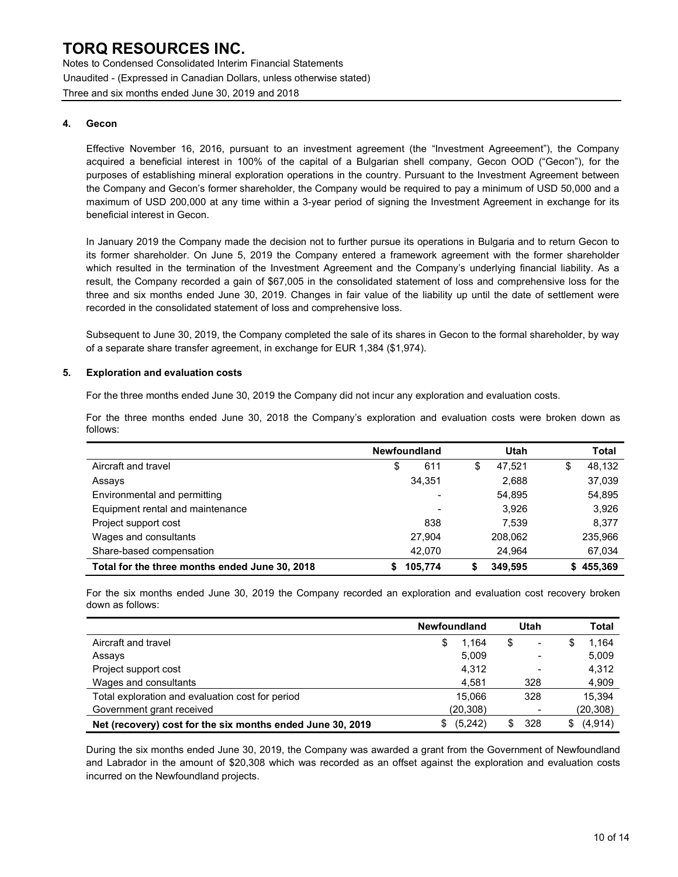# TORQ RESOURCES INC.

Notes to Condensed Consolidated Interim Financial Statements

Unaudited - (Expressed in Canadian Dollars, unless otherwise stated)

Three and six months ended June 30, 2019 and 2018

## 4. Gecon

Effective November 16, 2016, pursuant to an investment agreement (the "Investment Agreeement"), the Company acquired a beneficial interest in 100% of the capital of a Bulgarian shell company, Gecon OOD ("Gecon"), for the purposes of establishing mineral exploration operations in the country. Pursuant to the Investment Agreement between the Company and Gecon's former shareholder, the Company would be required to pay a minimum of USD 50,000 and a maximum of USD 200,000 at any time within a 3-year period of signing the Investment Agreement in exchange for its beneficial interest in Gecon.

In January 2019 the Company made the decision not to further pursue its operations in Bulgaria and to return Gecon to its former shareholder. On June 5, 2019 the Company entered a framework agreement with the former shareholder which resulted in the termination of the Investment Agreement and the Company's underlying financial liability. As a result, the Company recorded a gain of $67,005 in the consolidated statement of loss and comprehensive loss for the three and six months ended June 30, 2019. Changes in fair value of the liability up until the date of settlement were recorded in the consolidated statement of loss and comprehensive loss.

Subsequent to June 30, 2019, the Company completed the sale of its shares in Gecon to the formal shareholder, by way of a separate share transfer agreement, in exchange for EUR 1,384 ($1,974).

## 5. Exploration and evaluation costs

For the three months ended June 30, 2019 the Company did not incur any exploration and evaluation costs.

For the three months ended June 30, 2018 the Company's exploration and evaluation costs were broken down as follows:

| | Newfoundland | Utah | Total |
|---|---|---|---|
| Aircraft and travel | $ 611 | $ 47,521 | $ 48,132 |
| Assays | 34,351 | 2,688 | 37,039 |
| Environmental and permitting | - | 54,895 | 54,895 |
| Equipment rental and maintenance | - | 3,926 | 3,926 |
| Project support cost | 838 | 7,539 | 8,377 |
| Wages and consultants | 27,904 | 208,062 | 235,966 |
| Share-based compensation | 42,070 | 24,964 | 67,034 |
| **Total for the three months ended June 30, 2018** | **$ 105,774** | **$ 349,595** | **$ 455,369** |

For the six months ended June 30, 2019 the Company recorded an exploration and evaluation cost recovery broken down as follows:

| | Newfoundland | Utah | Total |
|---|---|---|---|
| Aircraft and travel | $ 1,164 | $ - | $ 1,164 |
| Assays | 5,009 | - | 5,009 |
| Project support cost | 4,312 | - | 4,312 |
| Wages and consultants | 4,581 | 328 | 4,909 |
| Total exploration and evaluation cost for period | 15,066 | 328 | 15,394 |
| Government grant received | (20,308) | - | (20,308) |
| **Net (recovery) cost for the six months ended June 30, 2019** | **$ (5,242)** | **$ 328** | **$ (4,914)** |

During the six months ended June 30, 2019, the Company was awarded a grant from the Government of Newfoundland and Labrador in the amount of $20,308 which was recorded as an offset against the exploration and evaluation costs incurred on the Newfoundland projects.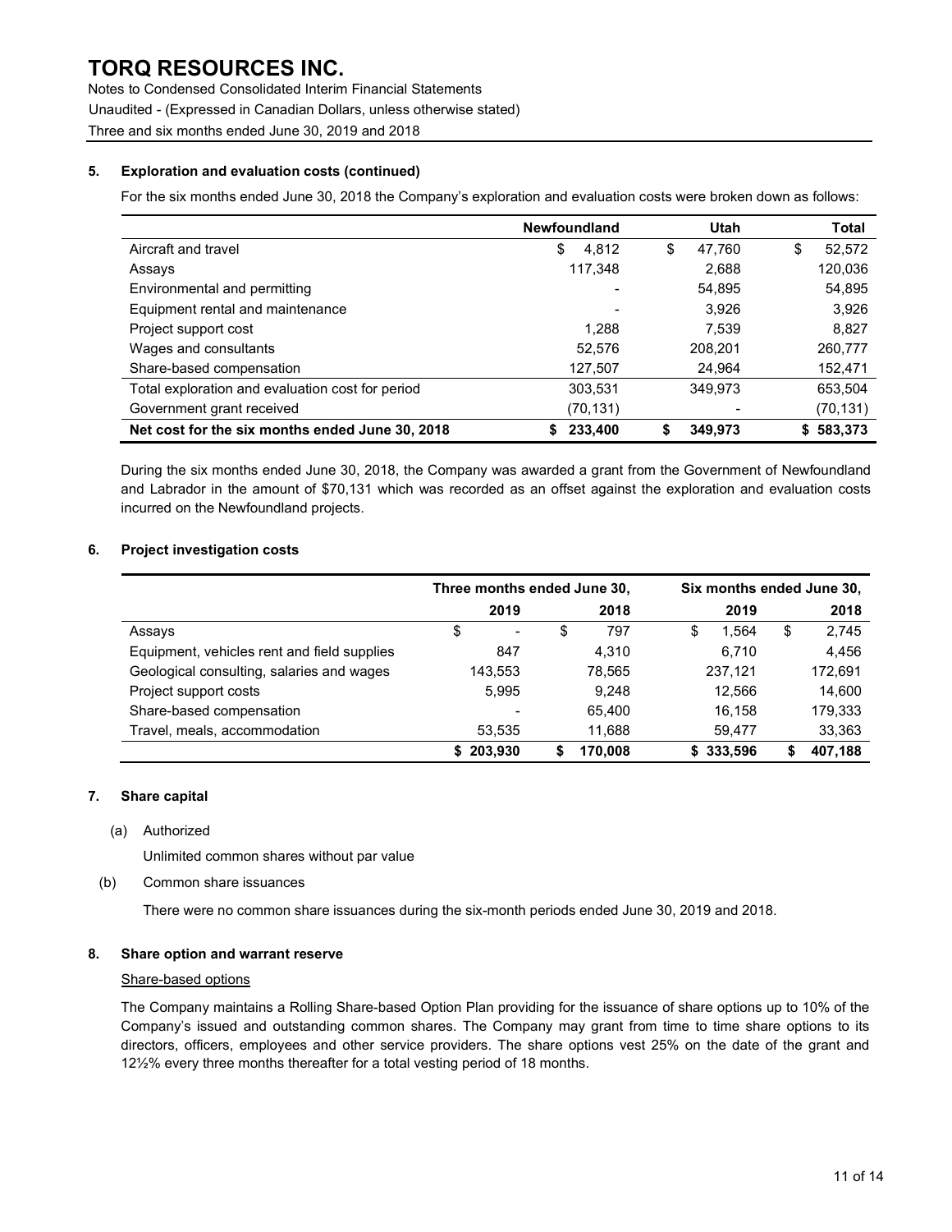# TORQ RESOURCES INC.

Notes to Condensed Consolidated Interim Financial Statements

Unaudited - (Expressed in Canadian Dollars, unless otherwise stated)

Three and six months ended June 30, 2019 and 2018

## 5. Exploration and evaluation costs (continued)

For the six months ended June 30, 2018 the Company's exploration and evaluation costs were broken down as follows:

| | Newfoundland | Utah | Total |
|---|---|---|---|
| Aircraft and travel | $ 4,812 | $ 47,760 | $ 52,572 |
| Assays | 117,348 | 2,688 | 120,036 |
| Environmental and permitting | - | 54,895 | 54,895 |
| Equipment rental and maintenance | - | 3,926 | 3,926 |
| Project support cost | 1,288 | 7,539 | 8,827 |
| Wages and consultants | 52,576 | 208,201 | 260,777 |
| Share-based compensation | 127,507 | 24,964 | 152,471 |
| Total exploration and evaluation cost for period | 303,531 | 349,973 | 653,504 |
| Government grant received | (70,131) | - | (70,131) |
| **Net cost for the six months ended June 30, 2018** | **$ 233,400** | **$ 349,973** | **$ 583,373** |

During the six months ended June 30, 2018, the Company was awarded a grant from the Government of Newfoundland and Labrador in the amount of $70,131 which was recorded as an offset against the exploration and evaluation costs incurred on the Newfoundland projects.

## 6. Project investigation costs

| | Three months ended June 30, | | Six months ended June 30, | |
|---|---|---|---|---|
| | 2019 | 2018 | 2019 | 2018 |
| Assays | $ - | $ 797 | $ 1,564 | $ 2,745 |
| Equipment, vehicles rent and field supplies | 847 | 4,310 | 6,710 | 4,456 |
| Geological consulting, salaries and wages | 143,553 | 78,565 | 237,121 | 172,691 |
| Project support costs | 5,995 | 9,248 | 12,566 | 14,600 |
| Share-based compensation | - | 65,400 | 16,158 | 179,333 |
| Travel, meals, accommodation | 53,535 | 11,688 | 59,477 | 33,363 |
| | **$ 203,930** | **$ 170,008** | **$ 333,596** | **$ 407,188** |

## 7. Share capital

(a) Authorized

Unlimited common shares without par value

(b) Common share issuances

There were no common share issuances during the six-month periods ended June 30, 2019 and 2018.

## 8. Share option and warrant reserve

Share-based options

The Company maintains a Rolling Share-based Option Plan providing for the issuance of share options up to 10% of the Company's issued and outstanding common shares. The Company may grant from time to time share options to its directors, officers, employees and other service providers. The share options vest 25% on the date of the grant and 12½% every three months thereafter for a total vesting period of 18 months.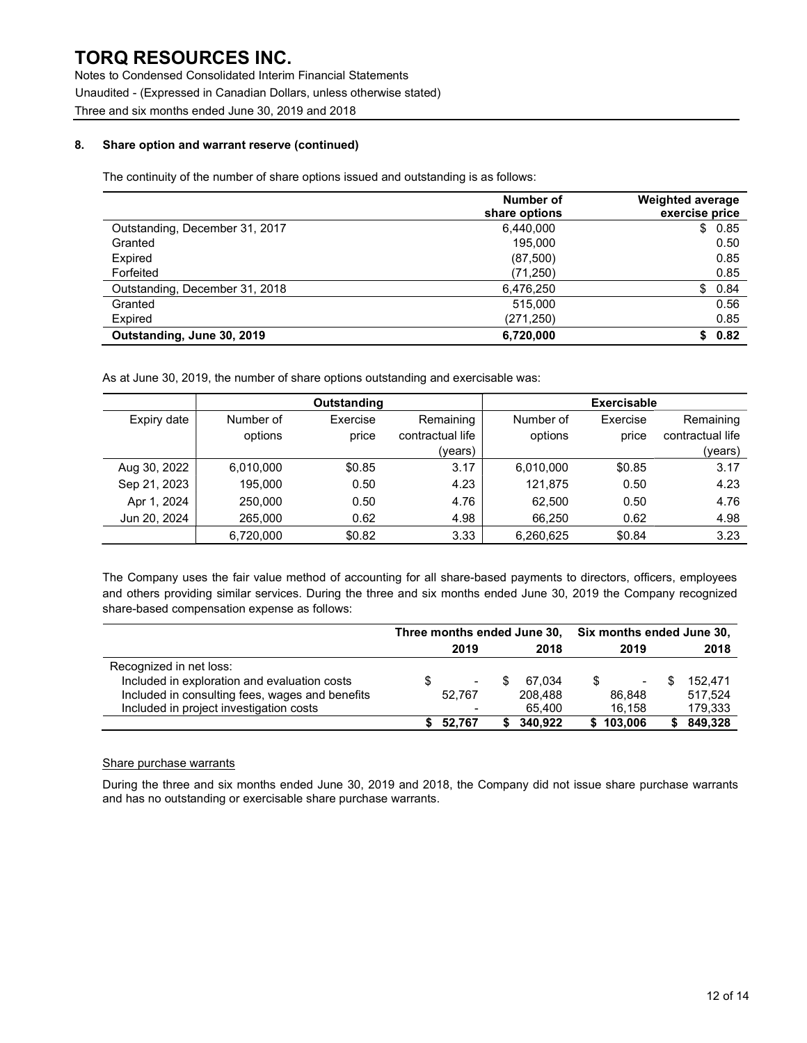# TORQ RESOURCES INC.

Notes to Condensed Consolidated Interim Financial Statements

Unaudited - (Expressed in Canadian Dollars, unless otherwise stated)

Three and six months ended June 30, 2019 and 2018

## 8. Share option and warrant reserve (continued)

The continuity of the number of share options issued and outstanding is as follows:

| | Number of share options | Weighted average exercise price |
|---|---|---|
| Outstanding, December 31, 2017 | 6,440,000 | $ 0.85 |
| Granted | 195,000 | 0.50 |
| Expired | (87,500) | 0.85 |
| Forfeited | (71,250) | 0.85 |
| Outstanding, December 31, 2018 | 6,476,250 | $ 0.84 |
| Granted | 515,000 | 0.56 |
| Expired | (271,250) | 0.85 |
| **Outstanding, June 30, 2019** | **6,720,000** | **$ 0.82** |

As at June 30, 2019, the number of share options outstanding and exercisable was:

| | Outstanding | | | Exercisable | | |
|---|---|---|---|---|---|---|
| Expiry date | Number of options | Exercise price | Remaining contractual life (years) | Number of options | Exercise price | Remaining contractual life (years) |
| Aug 30, 2022 | 6,010,000 | $0.85 | 3.17 | 6,010,000 | $0.85 | 3.17 |
| Sep 21, 2023 | 195,000 | 0.50 | 4.23 | 121,875 | 0.50 | 4.23 |
| Apr 1, 2024 | 250,000 | 0.50 | 4.76 | 62,500 | 0.50 | 4.76 |
| Jun 20, 2024 | 265,000 | 0.62 | 4.98 | 66,250 | 0.62 | 4.98 |
| | 6,720,000 | $0.82 | 3.33 | 6,260,625 | $0.84 | 3.23 |

The Company uses the fair value method of accounting for all share-based payments to directors, officers, employees and others providing similar services. During the three and six months ended June 30, 2019 the Company recognized share-based compensation expense as follows:

| | Three months ended June 30, 2019 | Three months ended June 30, 2018 | Six months ended June 30, 2019 | Six months ended June 30, 2018 |
|---|---|---|---|---|
| Recognized in net loss: | | | | |
| Included in exploration and evaluation costs | $ - | $ 67,034 | $ - | $ 152,471 |
| Included in consulting fees, wages and benefits | 52,767 | 208,488 | 86,848 | 517,524 |
| Included in project investigation costs | - | 65,400 | 16,158 | 179,333 |
| | **$ 52,767** | **$ 340,922** | **$ 103,006** | **$ 849,328** |

### Share purchase warrants

During the three and six months ended June 30, 2019 and 2018, the Company did not issue share purchase warrants and has no outstanding or exercisable share purchase warrants.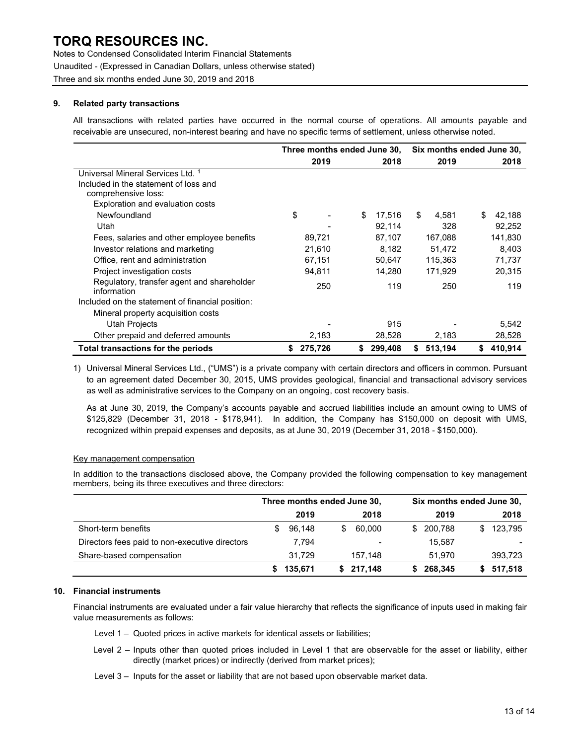# TORQ RESOURCES INC.

Notes to Condensed Consolidated Interim Financial Statements

Unaudited - (Expressed in Canadian Dollars, unless otherwise stated)

Three and six months ended June 30, 2019 and 2018

## 9. Related party transactions

All transactions with related parties have occurred in the normal course of operations. All amounts payable and receivable are unsecured, non-interest bearing and have no specific terms of settlement, unless otherwise noted.

| | Three months ended June 30, | | Six months ended June 30, | |
|---|---|---|---|---|
| | 2019 | 2018 | 2019 | 2018 |
| Universal Mineral Services Ltd. [1] | | | | |
| Included in the statement of loss and comprehensive loss: | | | | |
| Exploration and evaluation costs | | | | |
| Newfoundland | $ - | $ 17,516 | $ 4,581 | $ 42,188 |
| Utah | - | 92,114 | 328 | 92,252 |
| Fees, salaries and other employee benefits | 89,721 | 87,107 | 167,088 | 141,830 |
| Investor relations and marketing | 21,610 | 8,182 | 51,472 | 8,403 |
| Office, rent and administration | 67,151 | 50,647 | 115,363 | 71,737 |
| Project investigation costs | 94,811 | 14,280 | 171,929 | 20,315 |
| Regulatory, transfer agent and shareholder information | 250 | 119 | 250 | 119 |
| Included on the statement of financial position: | | | | |
| Mineral property acquisition costs | | | | |
| Utah Projects | - | 915 | - | 5,542 |
| Other prepaid and deferred amounts | 2,183 | 28,528 | 2,183 | 28,528 |
| **Total transactions for the periods** | **$ 275,726** | **$ 299,408** | **$ 513,194** | **$ 410,914** |

1) Universal Mineral Services Ltd., ("UMS") is a private company with certain directors and officers in common. Pursuant to an agreement dated December 30, 2015, UMS provides geological, financial and transactional advisory services as well as administrative services to the Company on an ongoing, cost recovery basis.

As at June 30, 2019, the Company's accounts payable and accrued liabilities include an amount owing to UMS of $125,829 (December 31, 2018 - $178,941). In addition, the Company has $150,000 on deposit with UMS, recognized within prepaid expenses and deposits, as at June 30, 2019 (December 31, 2018 - $150,000).

### Key management compensation

In addition to the transactions disclosed above, the Company provided the following compensation to key management members, being its three executives and three directors:

| | Three months ended June 30, | | Six months ended June 30, | |
|---|---|---|---|---|
| | 2019 | 2018 | 2019 | 2018 |
| Short-term benefits | $ 96,148 | $ 60,000 | $ 200,788 | $ 123,795 |
| Directors fees paid to non-executive directors | 7,794 | - | 15,587 | - |
| Share-based compensation | 31,729 | 157,148 | 51,970 | 393,723 |
| | **$ 135,671** | **$ 217,148** | **$ 268,345** | **$ 517,518** |

## 10. Financial instruments

Financial instruments are evaluated under a fair value hierarchy that reflects the significance of inputs used in making fair value measurements as follows:

Level 1 – Quoted prices in active markets for identical assets or liabilities;

Level 2 – Inputs other than quoted prices included in Level 1 that are observable for the asset or liability, either directly (market prices) or indirectly (derived from market prices);

Level 3 – Inputs for the asset or liability that are not based upon observable market data.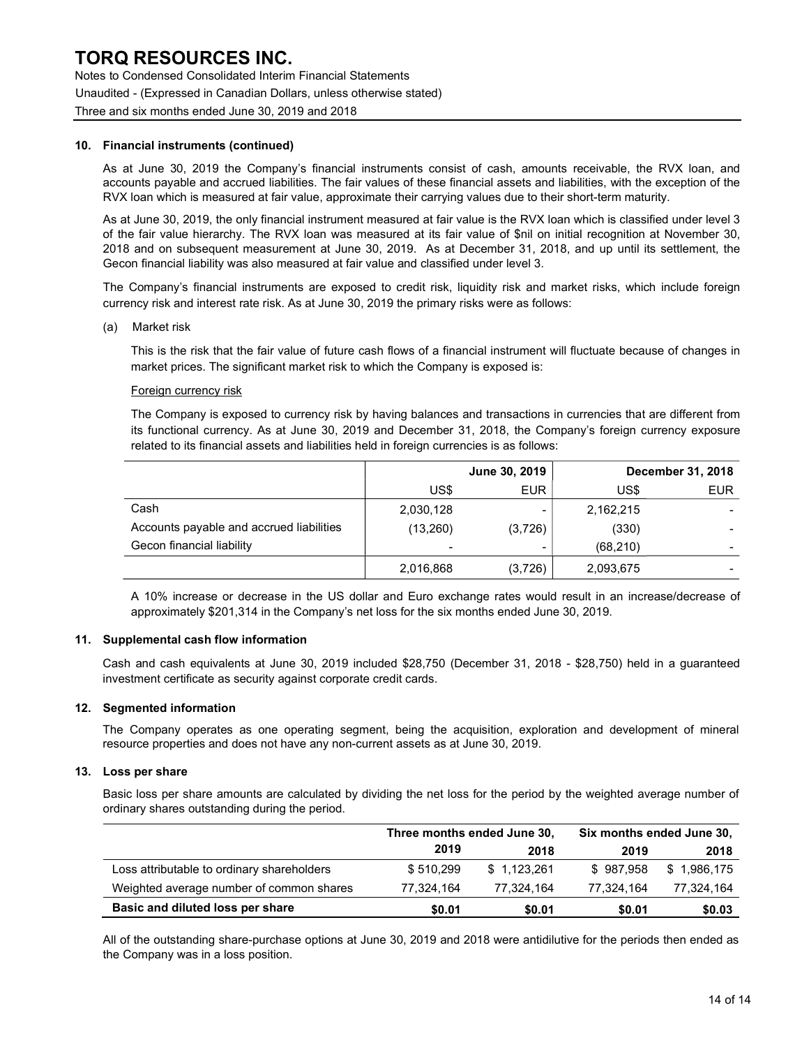# TORQ RESOURCES INC.

Notes to Condensed Consolidated Interim Financial Statements

Unaudited - (Expressed in Canadian Dollars, unless otherwise stated)

Three and six months ended June 30, 2019 and 2018

### 10. Financial instruments (continued)

As at June 30, 2019 the Company's financial instruments consist of cash, amounts receivable, the RVX loan, and accounts payable and accrued liabilities. The fair values of these financial assets and liabilities, with the exception of the RVX loan which is measured at fair value, approximate their carrying values due to their short-term maturity.

As at June 30, 2019, the only financial instrument measured at fair value is the RVX loan which is classified under level 3 of the fair value hierarchy. The RVX loan was measured at its fair value of $nil on initial recognition at November 30, 2018 and on subsequent measurement at June 30, 2019. As at December 31, 2018, and up until its settlement, the Gecon financial liability was also measured at fair value and classified under level 3.

The Company's financial instruments are exposed to credit risk, liquidity risk and market risks, which include foreign currency risk and interest rate risk. As at June 30, 2019 the primary risks were as follows:

(a) Market risk

This is the risk that the fair value of future cash flows of a financial instrument will fluctuate because of changes in market prices. The significant market risk to which the Company is exposed is:

Foreign currency risk

The Company is exposed to currency risk by having balances and transactions in currencies that are different from its functional currency. As at June 30, 2019 and December 31, 2018, the Company's foreign currency exposure related to its financial assets and liabilities held in foreign currencies is as follows:

| | June 30, 2019 | | December 31, 2018 | |
|---|---|---|---|---|
| | US$ | EUR | US$ | EUR |
| Cash | 2,030,128 | - | 2,162,215 | - |
| Accounts payable and accrued liabilities | (13,260) | (3,726) | (330) | - |
| Gecon financial liability | - | - | (68,210) | - |
| | 2,016,868 | (3,726) | 2,093,675 | - |

A 10% increase or decrease in the US dollar and Euro exchange rates would result in an increase/decrease of approximately $201,314 in the Company's net loss for the six months ended June 30, 2019.

### 11. Supplemental cash flow information

Cash and cash equivalents at June 30, 2019 included $28,750 (December 31, 2018 - $28,750) held in a guaranteed investment certificate as security against corporate credit cards.

### 12. Segmented information

The Company operates as one operating segment, being the acquisition, exploration and development of mineral resource properties and does not have any non-current assets as at June 30, 2019.

### 13. Loss per share

Basic loss per share amounts are calculated by dividing the net loss for the period by the weighted average number of ordinary shares outstanding during the period.

| | Three months ended June 30, | | Six months ended June 30, | |
|---|---|---|---|---|
| | 2019 | 2018 | 2019 | 2018 |
| Loss attributable to ordinary shareholders | $ 510,299 | $ 1,123,261 | $ 987,958 | $ 1,986,175 |
| Weighted average number of common shares | 77,324,164 | 77,324,164 | 77,324,164 | 77,324,164 |
| **Basic and diluted loss per share** | **$0.01** | **$0.01** | **$0.01** | **$0.03** |

All of the outstanding share-purchase options at June 30, 2019 and 2018 were antidilutive for the periods then ended as the Company was in a loss position.